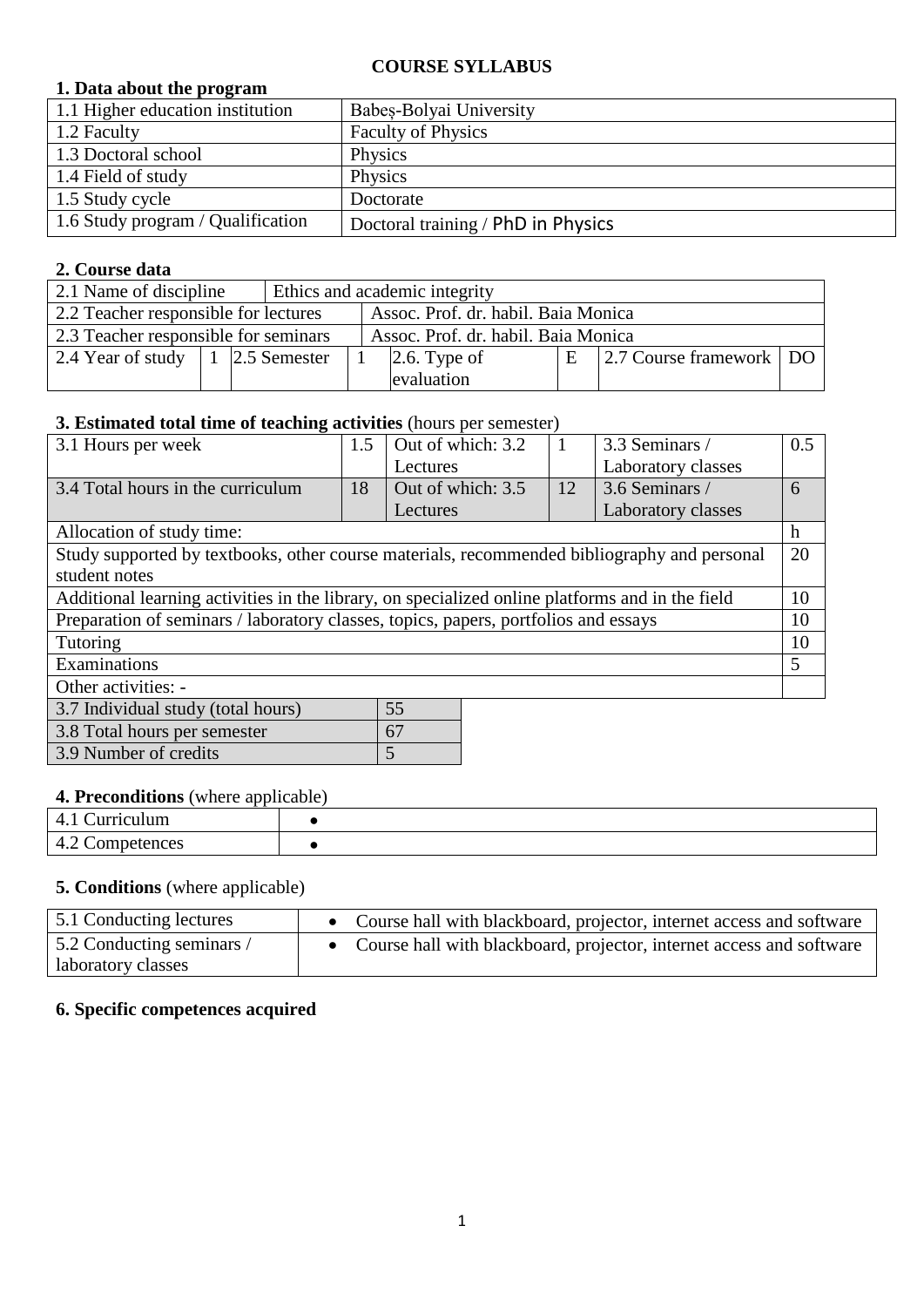# COURSE SYLLABUS

## 1. Data about the program

| | |
|---|---|
| 1.1 Higher education institution | Babeș-Bolyai University |
| 1.2 Faculty | Faculty of Physics |
| 1.3 Doctoral school | Physics |
| 1.4 Field of study | Physics |
| 1.5 Study cycle | Doctorate |
| 1.6 Study program / Qualification | Doctoral training / PhD in Physics |

## 2. Course data

| | | | | | | | | | |
|---|---|---|---|---|---|---|---|---|---|
| 2.1 Name of discipline | | Ethics and academic integrity | | | | | | | |
| 2.2 Teacher responsible for lectures | | | Assoc. Prof. dr. habil. Baia Monica | | | | | | |
| 2.3 Teacher responsible for seminars | | | Assoc. Prof. dr. habil. Baia Monica | | | | | | |
| 2.4 Year of study | 1 | 2.5 Semester | 1 | 2.6. Type of evaluation | E | 2.7 Course framework | DO | | |

## 3. Estimated total time of teaching activities (hours per semester)

| | | | | | |
|---|---|---|---|---|---|
| 3.1 Hours per week | 1.5 | Out of which: 3.2 Lectures | 1 | 3.3 Seminars / Laboratory classes | 0.5 |
| 3.4 Total hours in the curriculum | 18 | Out of which: 3.5 Lectures | 12 | 3.6 Seminars / Laboratory classes | 6 |

| Allocation of study time: | h |
|---|---|
| Study supported by textbooks, other course materials, recommended bibliography and personal student notes | 20 |
| Additional learning activities in the library, on specialized online platforms and in the field | 10 |
| Preparation of seminars / laboratory classes, topics, papers, portfolios and essays | 10 |
| Tutoring | 10 |
| Examinations | 5 |
| Other activities: - | |

| | |
|---|---|
| 3.7 Individual study (total hours) | 55 |
| 3.8 Total hours per semester | 67 |
| 3.9 Number of credits | 5 |

## 4. Preconditions (where applicable)

| | |
|---|---|
| 4.1 Curriculum | • |
| 4.2 Competences | • |

## 5. Conditions (where applicable)

| | |
|---|---|
| 5.1 Conducting lectures | • Course hall with blackboard, projector, internet access and software |
| 5.2 Conducting seminars / laboratory classes | • Course hall with blackboard, projector, internet access and software |

## 6. Specific competences acquired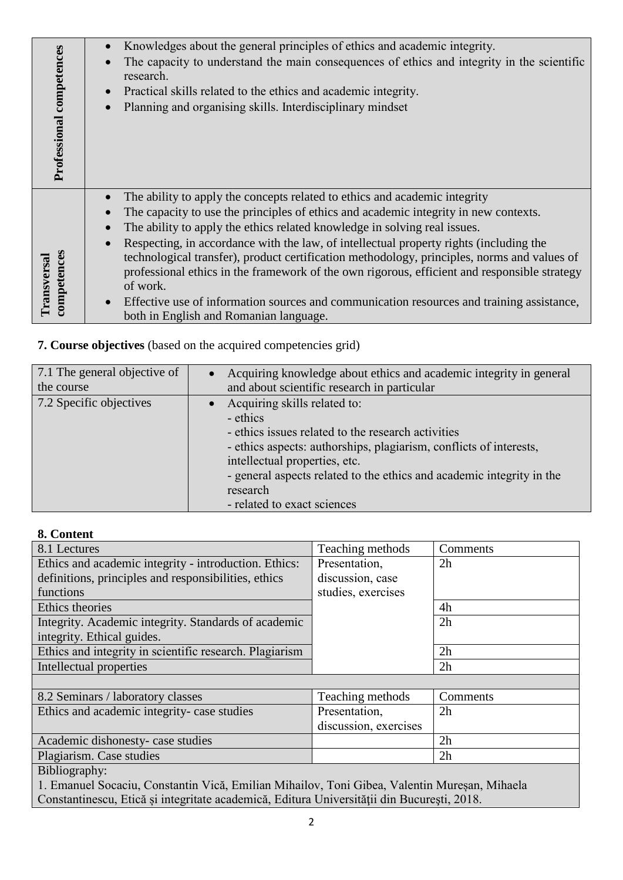| | |
|---|---|
| **Professional competences** | • Knowledges about the general principles of ethics and academic integrity.<br>• The capacity to understand the main consequences of ethics and integrity in the scientific research.<br>• Practical skills related to the ethics and academic integrity.<br>• Planning and organising skills. Interdisciplinary mindset |
| **Transversal competences** | • The ability to apply the concepts related to ethics and academic integrity<br>• The capacity to use the principles of ethics and academic integrity in new contexts.<br>• The ability to apply the ethics related knowledge in solving real issues.<br>• Respecting, in accordance with the law, of intellectual property rights (including the technological transfer), product certification methodology, principles, norms and values of professional ethics in the framework of the own rigorous, efficient and responsible strategy of work.<br>• Effective use of information sources and communication resources and training assistance, both in English and Romanian language. |

**7. Course objectives** (based on the acquired competencies grid)

| | |
|---|---|
| 7.1 The general objective of the course | • Acquiring knowledge about ethics and academic integrity in general and about scientific research in particular |
| 7.2 Specific objectives | • Acquiring skills related to:<br>- ethics<br>- ethics issues related to the research activities<br>- ethics aspects: authorships, plagiarism, conflicts of interests, intellectual properties, etc.<br>- general aspects related to the ethics and academic integrity in the research<br>- related to exact sciences |

**8. Content**

| 8.1 Lectures | Teaching methods | Comments |
|---|---|---|
| Ethics and academic integrity - introduction. Ethics: definitions, principles and responsibilities, ethics functions | Presentation, discussion, case studies, exercises | 2h |
| Ethics theories | | 4h |
| Integrity. Academic integrity. Standards of academic integrity. Ethical guides. | | 2h |
| Ethics and integrity in scientific research. Plagiarism | | 2h |
| Intellectual properties | | 2h |
| | | |
| 8.2 Seminars / laboratory classes | Teaching methods | Comments |
| Ethics and academic integrity- case studies | Presentation, discussion, exercises | 2h |
| Academic dishonesty- case studies | | 2h |
| Plagiarism. Case studies | | 2h |
| Bibliography:<br>1. Emanuel Socaciu, Constantin Vică, Emilian Mihailov, Toni Gibea, Valentin Mureșan, Mihaela Constantinescu, Etică și integritate academică, Editura Universităţii din Bucureşti, 2018. | | |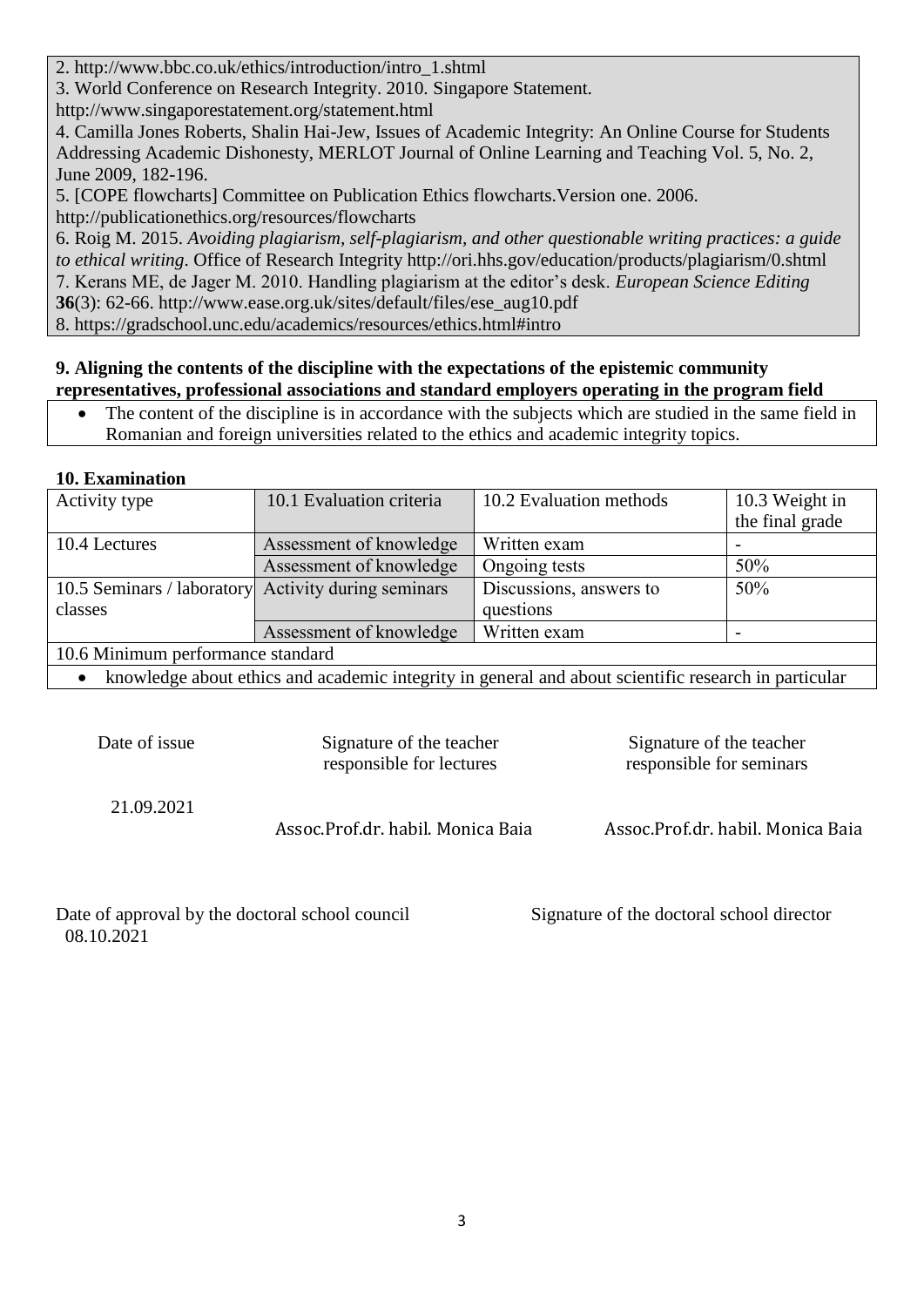2. http://www.bbc.co.uk/ethics/introduction/intro_1.shtml
3. World Conference on Research Integrity. 2010. Singapore Statement. http://www.singaporestatement.org/statement.html
4. Camilla Jones Roberts, Shalin Hai-Jew, Issues of Academic Integrity: An Online Course for Students Addressing Academic Dishonesty, MERLOT Journal of Online Learning and Teaching Vol. 5, No. 2, June 2009, 182-196.
5. [COPE flowcharts] Committee on Publication Ethics flowcharts.Version one. 2006. http://publicationethics.org/resources/flowcharts
6. Roig M. 2015. *Avoiding plagiarism, self-plagiarism, and other questionable writing practices: a guide to ethical writing*. Office of Research Integrity http://ori.hhs.gov/education/products/plagiarism/0.shtml
7. Kerans ME, de Jager M. 2010. Handling plagiarism at the editor's desk. *European Science Editing* **36**(3): 62-66. http://www.ease.org.uk/sites/default/files/ese_aug10.pdf
8. https://gradschool.unc.edu/academics/resources/ethics.html#intro

**9. Aligning the contents of the discipline with the expectations of the epistemic community representatives, professional associations and standard employers operating in the program field**

- The content of the discipline is in accordance with the subjects which are studied in the same field in Romanian and foreign universities related to the ethics and academic integrity topics.

**10. Examination**

| Activity type | 10.1 Evaluation criteria | 10.2 Evaluation methods | 10.3 Weight in the final grade |
|---|---|---|---|
| 10.4 Lectures | Assessment of knowledge | Written exam | - |
| | Assessment of knowledge | Ongoing tests | 50% |
| 10.5 Seminars / laboratory classes | Activity during seminars | Discussions, answers to questions | 50% |
| | Assessment of knowledge | Written exam | - |
| 10.6 Minimum performance standard | | | |
| • knowledge about ethics and academic integrity in general and about scientific research in particular | | | |

| Date of issue | Signature of the teacher responsible for lectures | Signature of the teacher responsible for seminars |
|---|---|---|
| 21.09.2021 | Assoc.Prof.dr. habil. Monica Baia | Assoc.Prof.dr. habil. Monica Baia |

Date of approval by the doctoral school council
08.10.2021

Signature of the doctoral school director